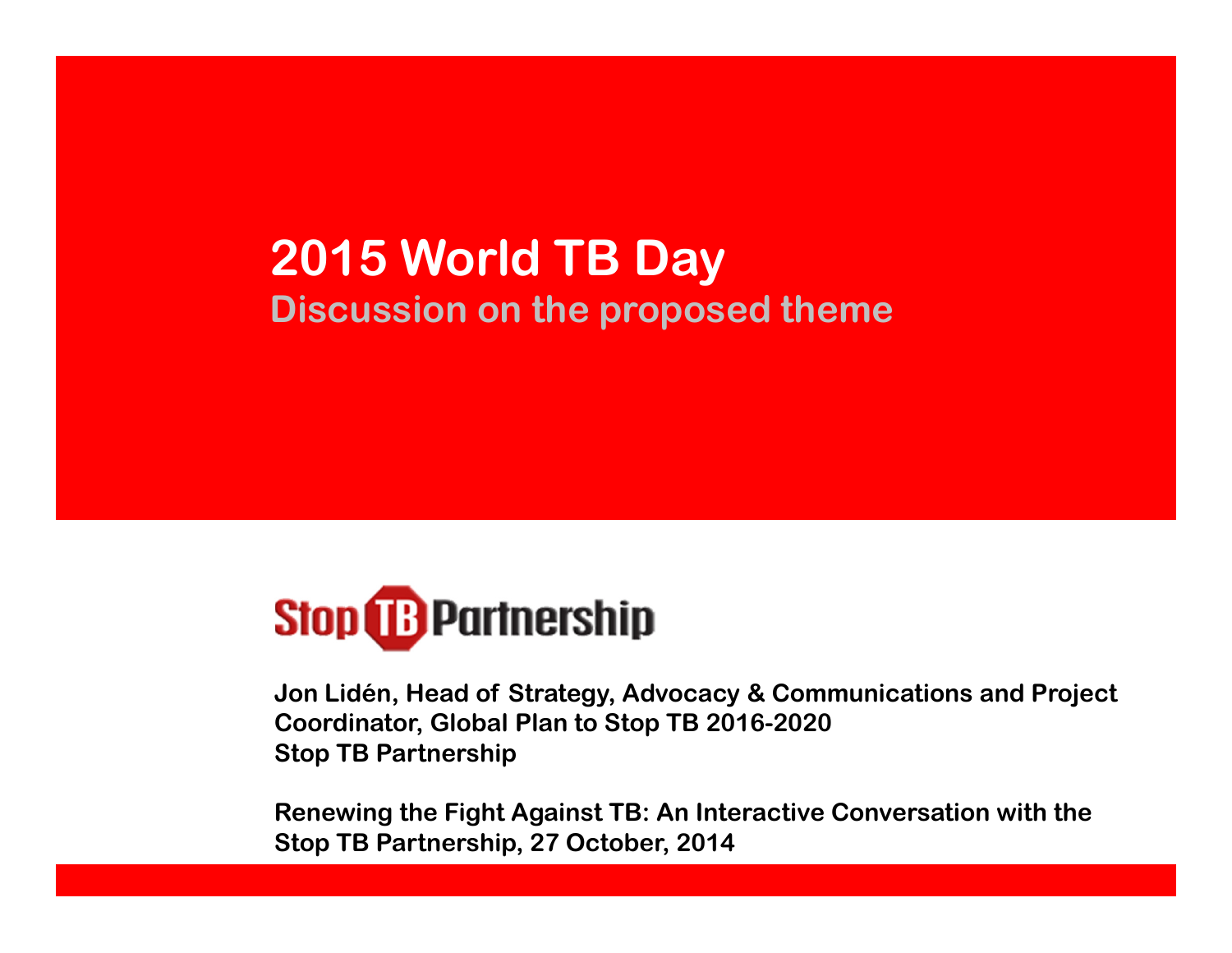# 2015 World TB Day

## Discussion on the proposed theme

Stop TB Partnership

**Jon Lidén, Head of Strategy, Advocacy & Communications and Project Coordinator, Global Plan to Stop TB 2016-2020**
**Stop TB Partnership**

**Renewing the Fight Against TB: An Interactive Conversation with the Stop TB Partnership, 27 October, 2014**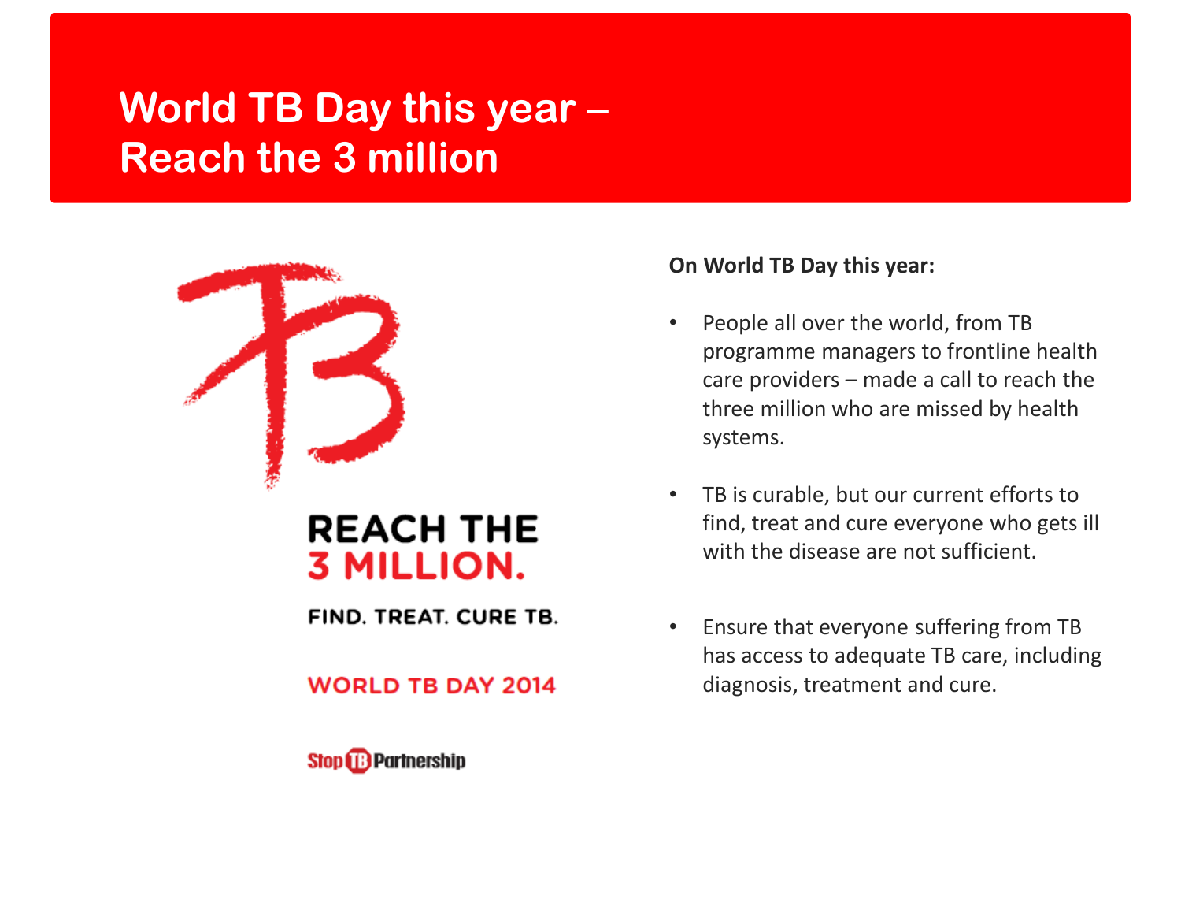# World TB Day this year – Reach the 3 million

REACH THE 3 MILLION.

FIND. TREAT. CURE TB.

WORLD TB DAY 2014

Stop TB Partnership

**On World TB Day this year:**

- People all over the world, from TB programme managers to frontline health care providers – made a call to reach the three million who are missed by health systems.
- TB is curable, but our current efforts to find, treat and cure everyone who gets ill with the disease are not sufficient.
- Ensure that everyone suffering from TB has access to adequate TB care, including diagnosis, treatment and cure.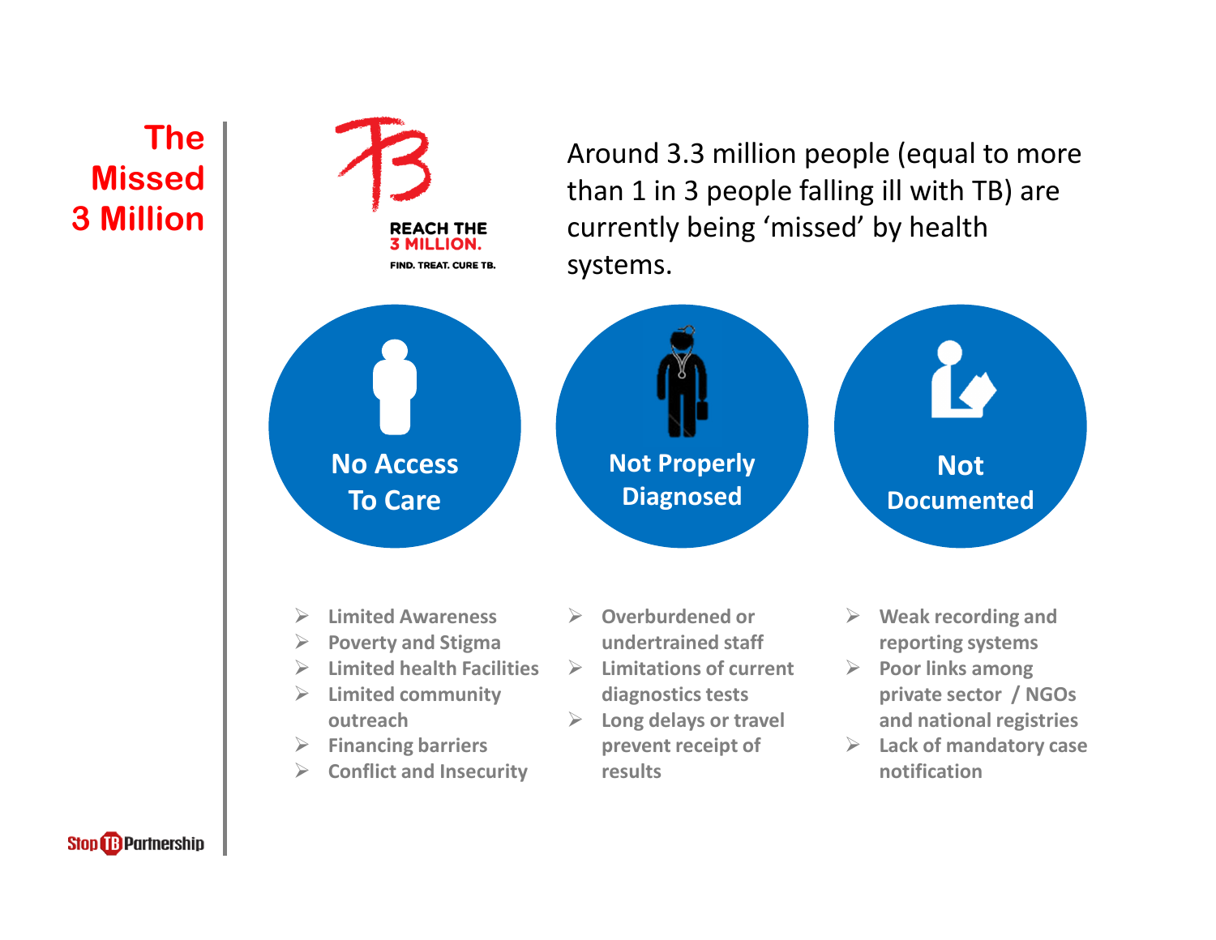# The Missed 3 Million

REACH THE 3 MILLION.
FIND. TREAT. CURE TB.

Around 3.3 million people (equal to more than 1 in 3 people falling ill with TB) are currently being 'missed' by health systems.

## No Access To Care

- Limited Awareness
- Poverty and Stigma
- Limited health Facilities
- Limited community outreach
- Financing barriers
- Conflict and Insecurity

## Not Properly Diagnosed

- Overburdened or undertrained staff
- Limitations of current diagnostics tests
- Long delays or travel prevent receipt of results

## Not Documented

- Weak recording and reporting systems
- Poor links among private sector / NGOs and national registries
- Lack of mandatory case notification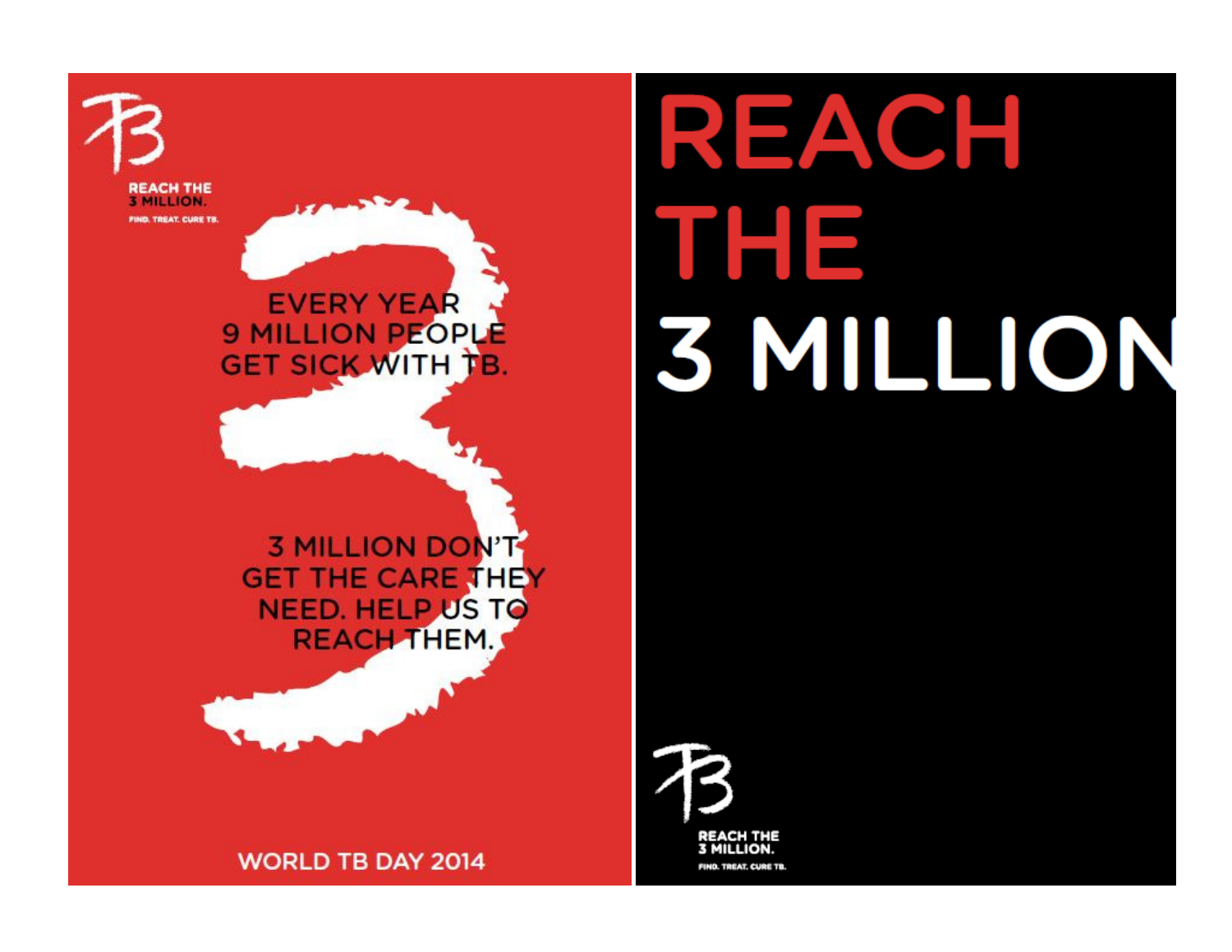REACH THE
3 MILLION.
FIND. TREAT. CURE TB.

EVERY YEAR
9 MILLION PEOPLE
GET SICK WITH TB.

3 MILLION DON'T
GET THE CARE THEY
NEED. HELP US TO
REACH THEM.

WORLD TB DAY 2014

# REACH THE 3 MILLION

REACH THE
3 MILLION.
FIND. TREAT. CURE TB.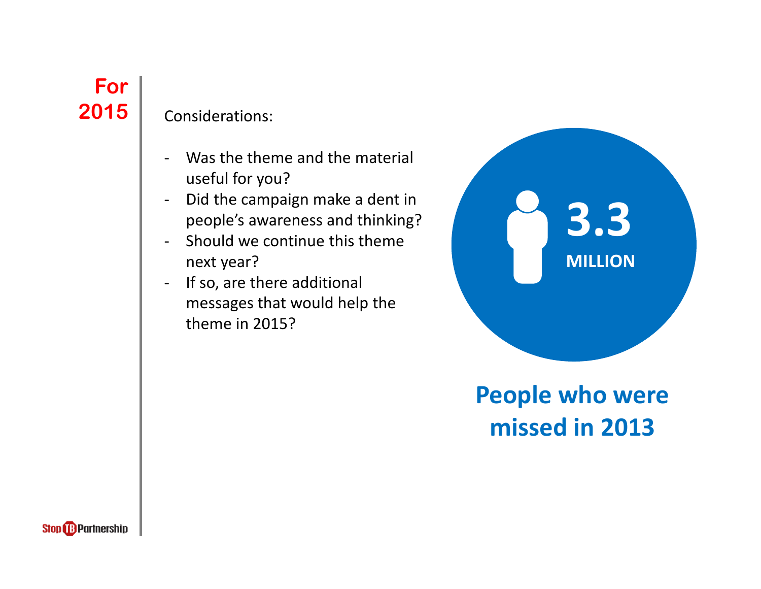# For 2015

Considerations:

- Was the theme and the material useful for you?
- Did the campaign make a dent in people's awareness and thinking?
- Should we continue this theme next year?
- If so, are there additional messages that would help the theme in 2015?

3.3 MILLION

**People who were missed in 2013**